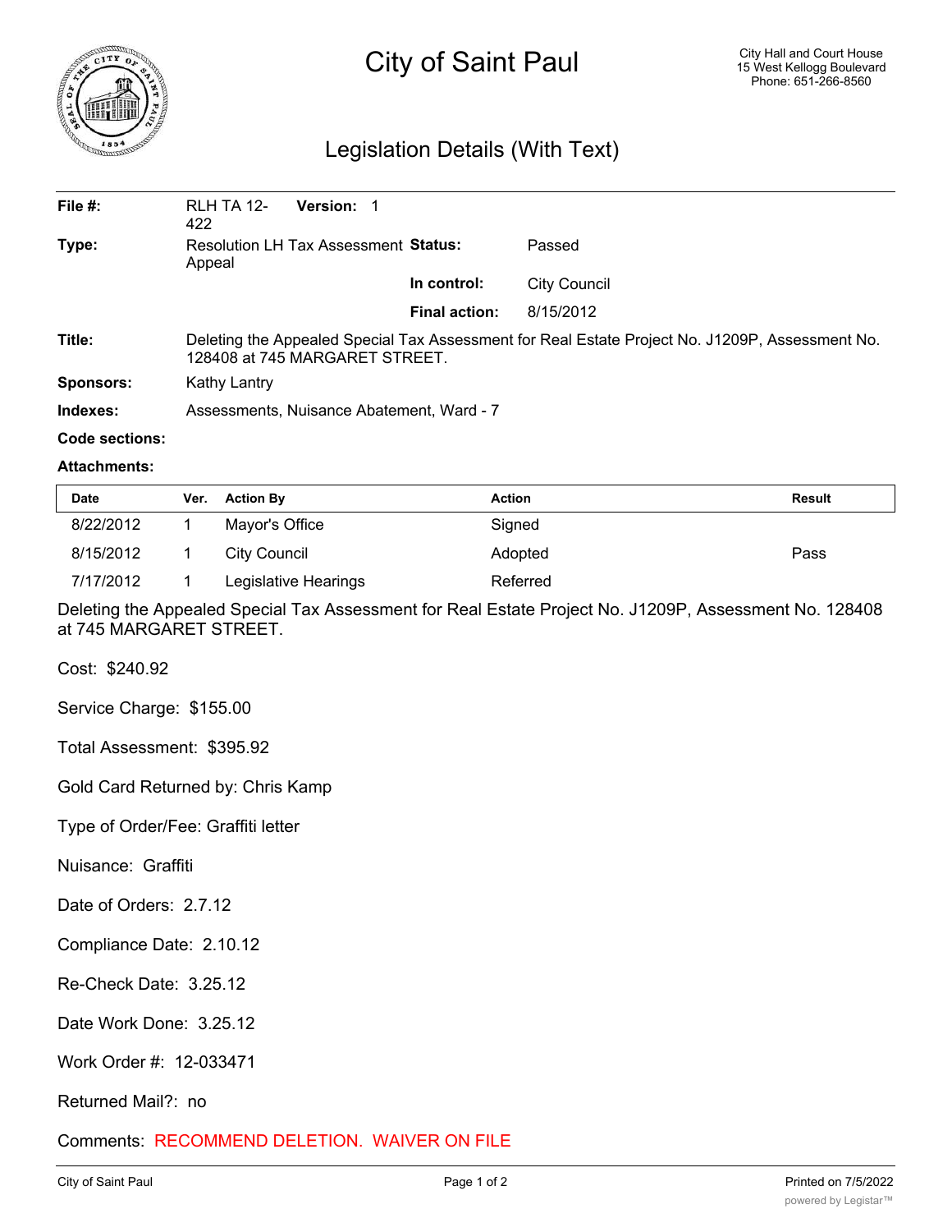# City of Saint Paul

City Hall and Court House
15 West Kellogg Boulevard
Phone: 651-266-8560

## Legislation Details (With Text)

**File #:** RLH TA 12-422 **Version:** 1

**Type:** Resolution LH Tax Assessment Appeal

**Status:** Passed

**In control:** City Council

**Final action:** 8/15/2012

**Title:** Deleting the Appealed Special Tax Assessment for Real Estate Project No. J1209P, Assessment No. 128408 at 745 MARGARET STREET.

**Sponsors:** Kathy Lantry

**Indexes:** Assessments, Nuisance Abatement, Ward - 7

**Code sections:**

**Attachments:**

| Date | Ver. | Action By | Action | Result |
|---|---|---|---|---|
| 8/22/2012 | 1 | Mayor's Office | Signed | |
| 8/15/2012 | 1 | City Council | Adopted | Pass |
| 7/17/2012 | 1 | Legislative Hearings | Referred | |

Deleting the Appealed Special Tax Assessment for Real Estate Project No. J1209P, Assessment No. 128408 at 745 MARGARET STREET.

Cost: $240.92

Service Charge: $155.00

Total Assessment: $395.92

Gold Card Returned by: Chris Kamp

Type of Order/Fee: Graffiti letter

Nuisance: Graffiti

Date of Orders: 2.7.12

Compliance Date: 2.10.12

Re-Check Date: 3.25.12

Date Work Done: 3.25.12

Work Order #: 12-033471

Returned Mail?: no

Comments: RECOMMEND DELETION. WAIVER ON FILE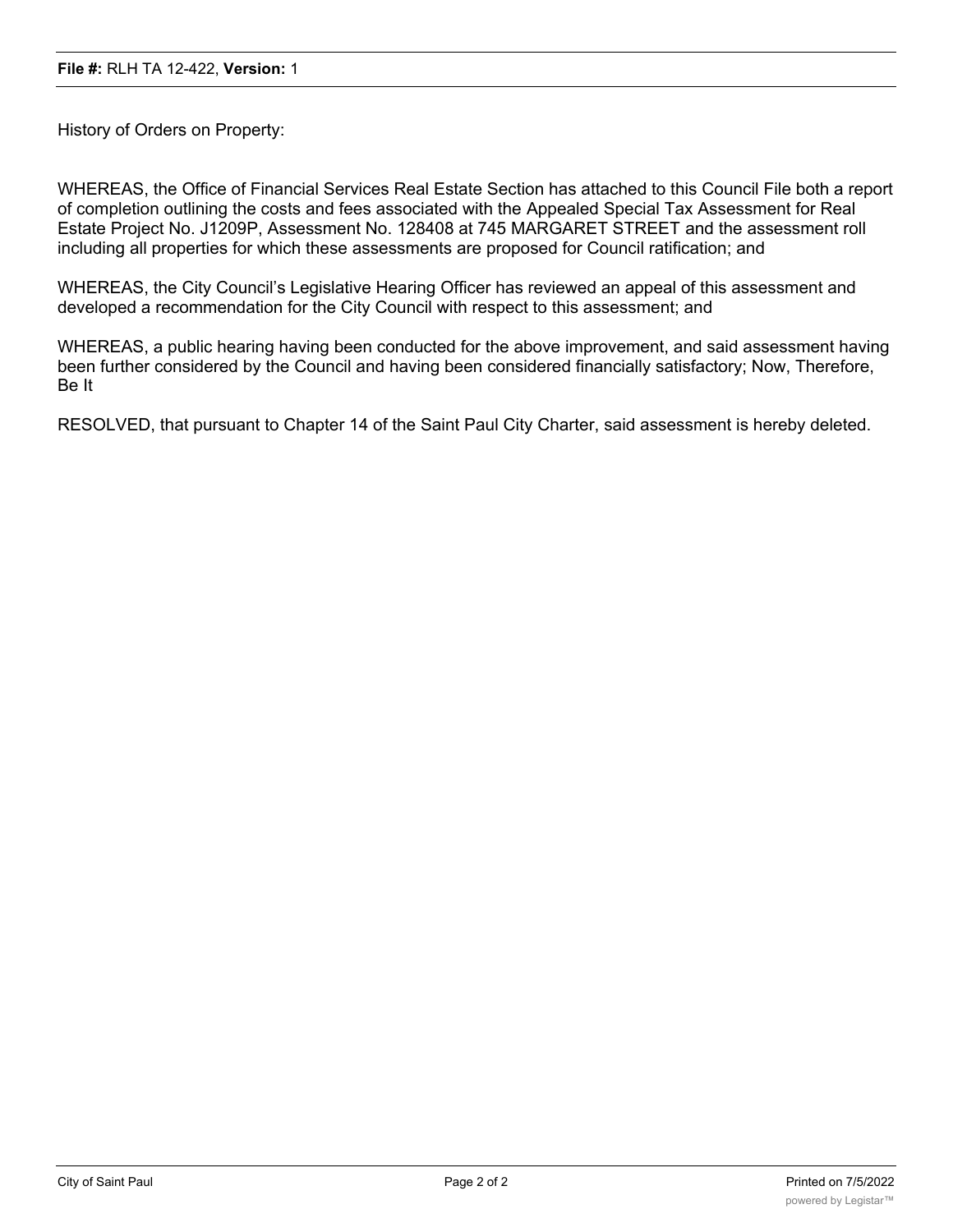History of Orders on Property:

WHEREAS, the Office of Financial Services Real Estate Section has attached to this Council File both a report of completion outlining the costs and fees associated with the Appealed Special Tax Assessment for Real Estate Project No. J1209P, Assessment No. 128408 at 745 MARGARET STREET and the assessment roll including all properties for which these assessments are proposed for Council ratification; and

WHEREAS, the City Council's Legislative Hearing Officer has reviewed an appeal of this assessment and developed a recommendation for the City Council with respect to this assessment; and

WHEREAS, a public hearing having been conducted for the above improvement, and said assessment having been further considered by the Council and having been considered financially satisfactory; Now, Therefore, Be It

RESOLVED, that pursuant to Chapter 14 of the Saint Paul City Charter, said assessment is hereby deleted.